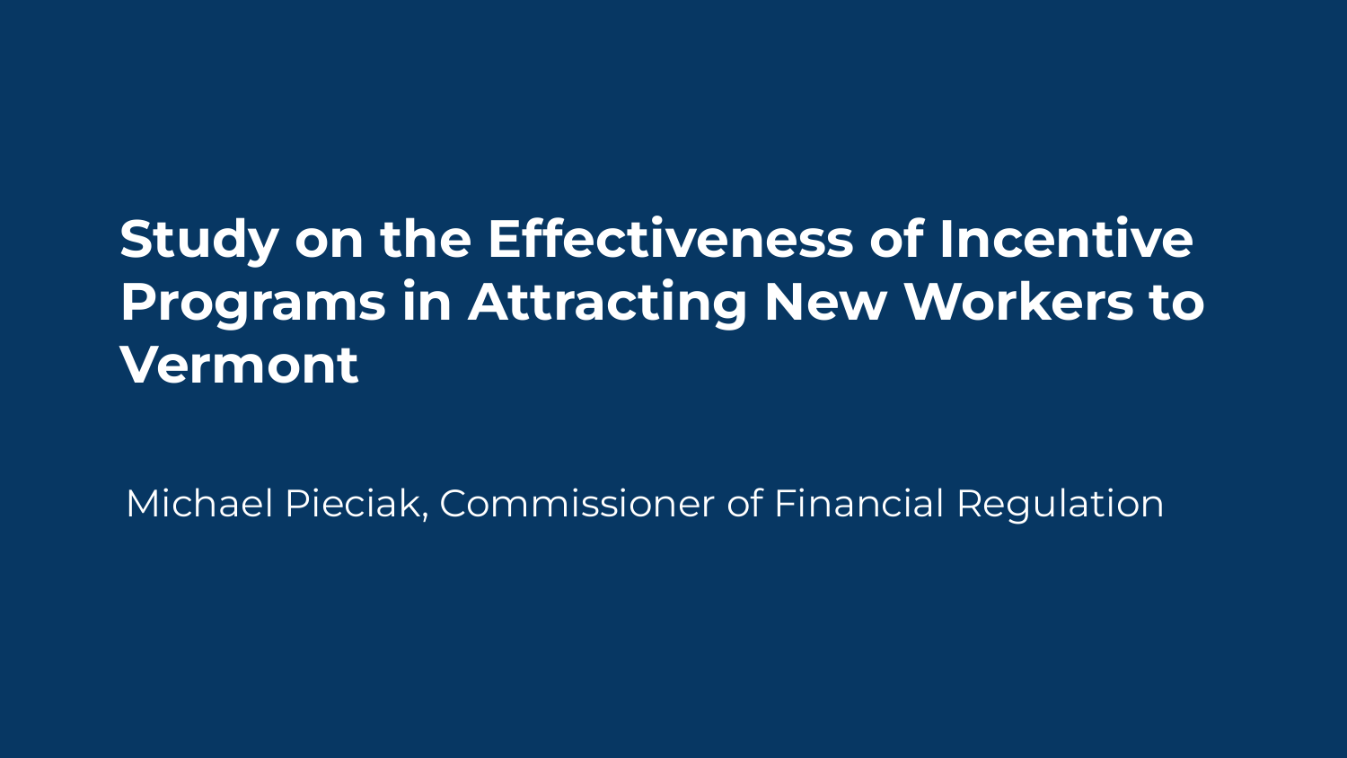# Study on the Effectiveness of Incentive Programs in Attracting New Workers to Vermont

Michael Pieciak, Commissioner of Financial Regulation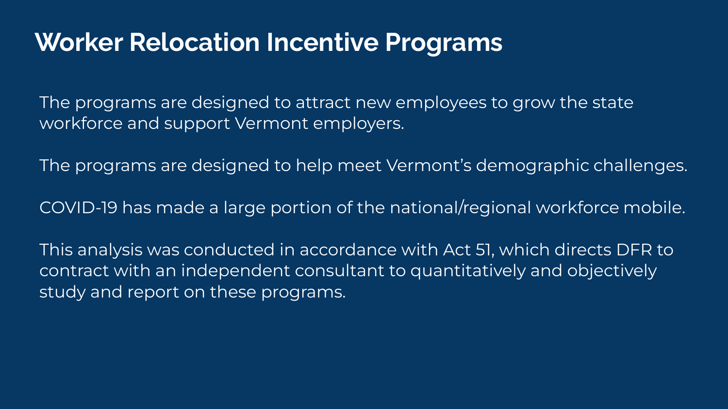# Worker Relocation Incentive Programs

The programs are designed to attract new employees to grow the state workforce and support Vermont employers.

The programs are designed to help meet Vermont's demographic challenges.

COVID-19 has made a large portion of the national/regional workforce mobile.

This analysis was conducted in accordance with Act 51, which directs DFR to contract with an independent consultant to quantitatively and objectively study and report on these programs.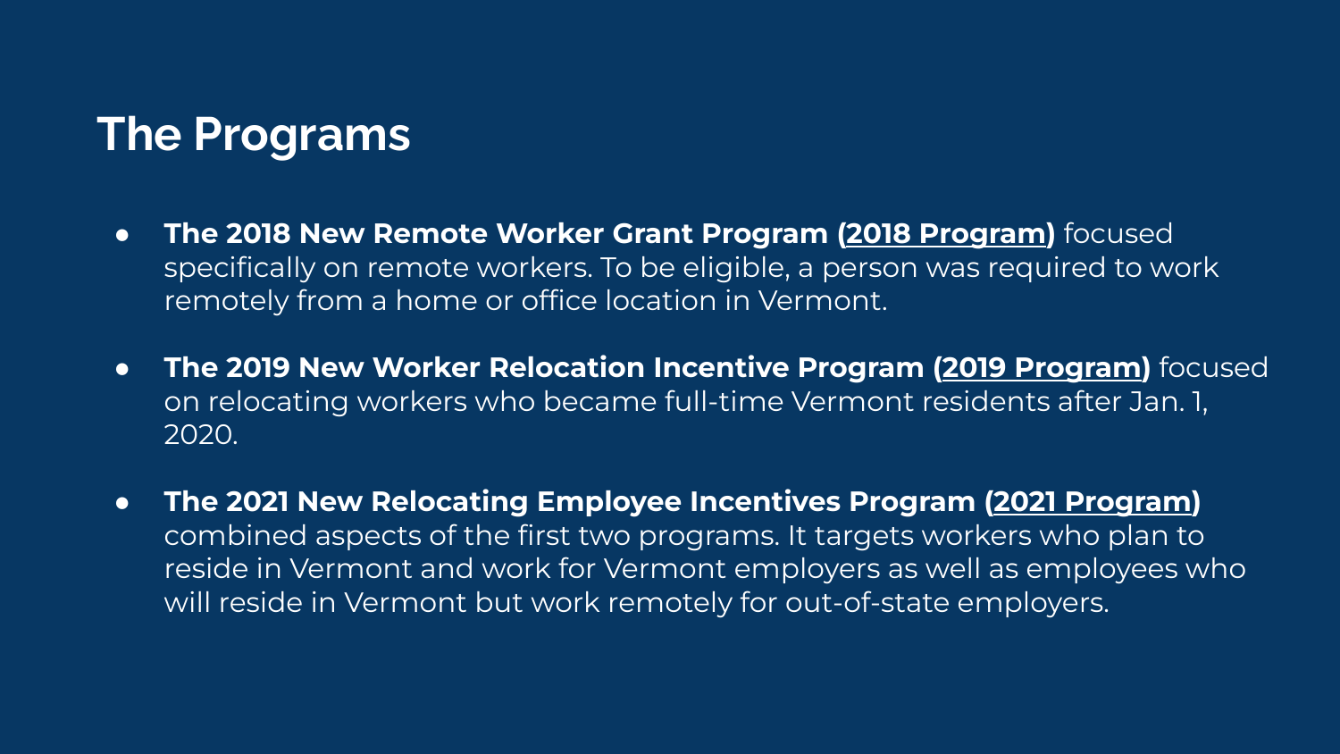# The Programs

- **The 2018 New Remote Worker Grant Program (2018 Program)** focused specifically on remote workers. To be eligible, a person was required to work remotely from a home or office location in Vermont.
- **The 2019 New Worker Relocation Incentive Program (2019 Program)** focused on relocating workers who became full-time Vermont residents after Jan. 1, 2020.
- **The 2021 New Relocating Employee Incentives Program (2021 Program)** combined aspects of the first two programs. It targets workers who plan to reside in Vermont and work for Vermont employers as well as employees who will reside in Vermont but work remotely for out-of-state employers.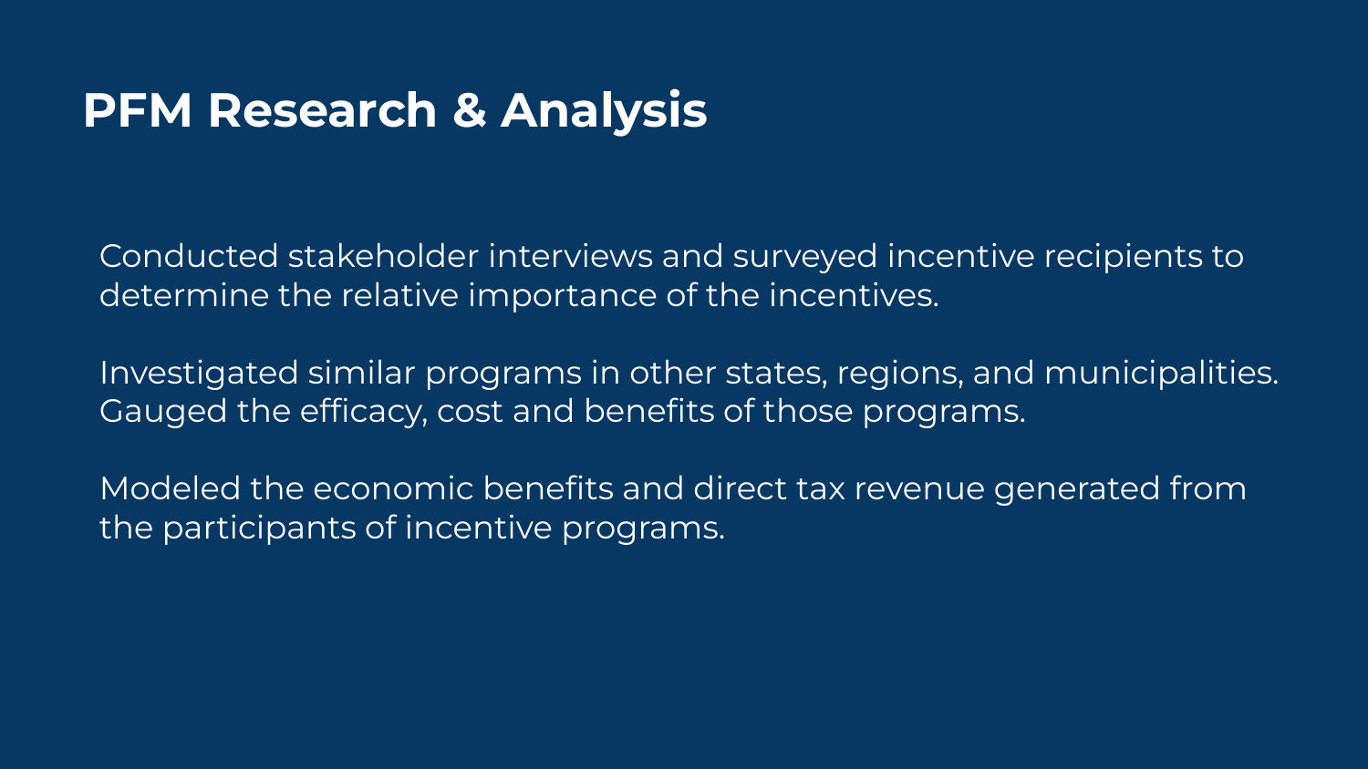# PFM Research & Analysis

Conducted stakeholder interviews and surveyed incentive recipients to determine the relative importance of the incentives.

Investigated similar programs in other states, regions, and municipalities. Gauged the efficacy, cost and benefits of those programs.

Modeled the economic benefits and direct tax revenue generated from the participants of incentive programs.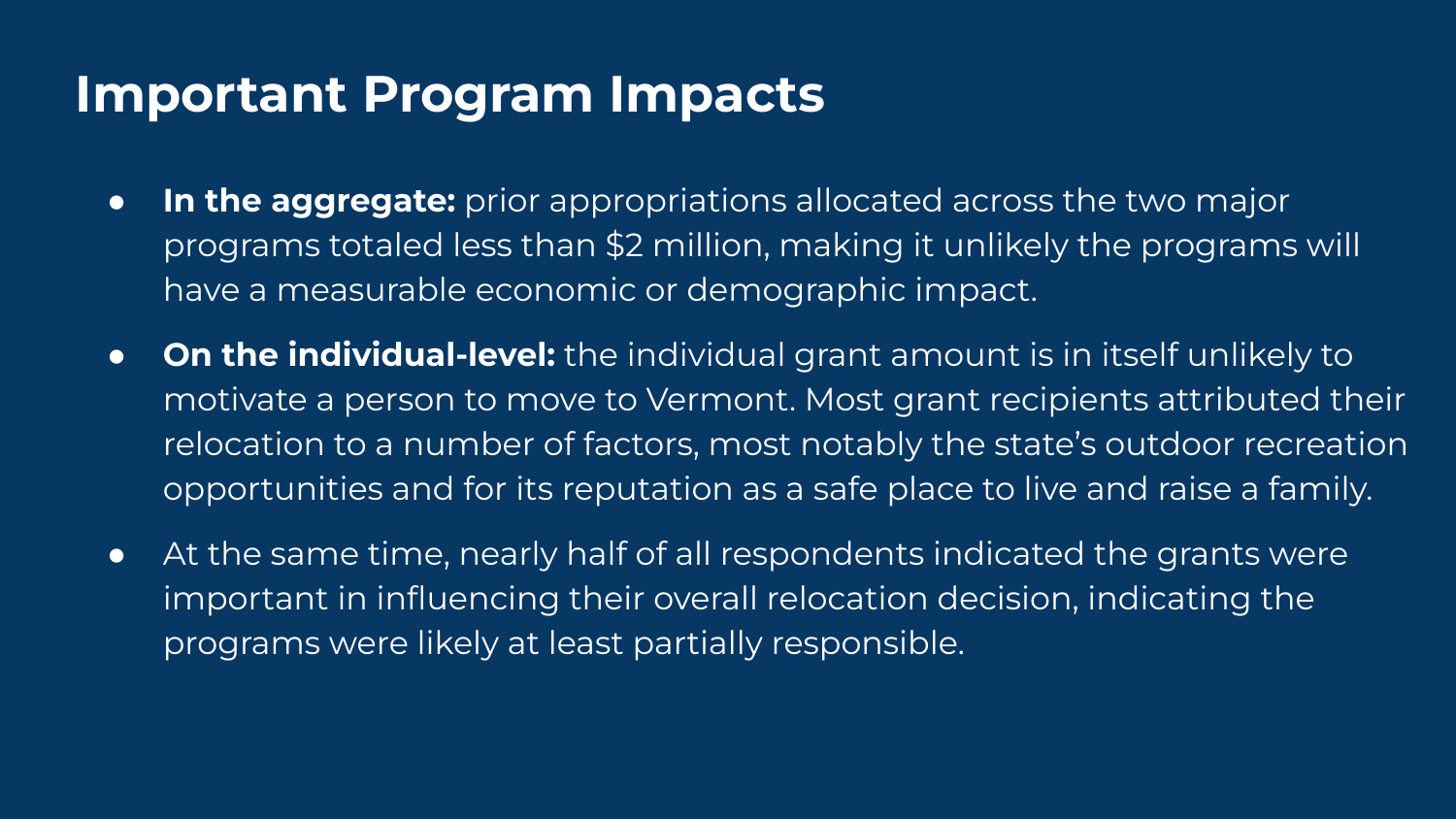# Important Program Impacts

- **In the aggregate:** prior appropriations allocated across the two major programs totaled less than $2 million, making it unlikely the programs will have a measurable economic or demographic impact.
- **On the individual-level:** the individual grant amount is in itself unlikely to motivate a person to move to Vermont. Most grant recipients attributed their relocation to a number of factors, most notably the state's outdoor recreation opportunities and for its reputation as a safe place to live and raise a family.
- At the same time, nearly half of all respondents indicated the grants were important in influencing their overall relocation decision, indicating the programs were likely at least partially responsible.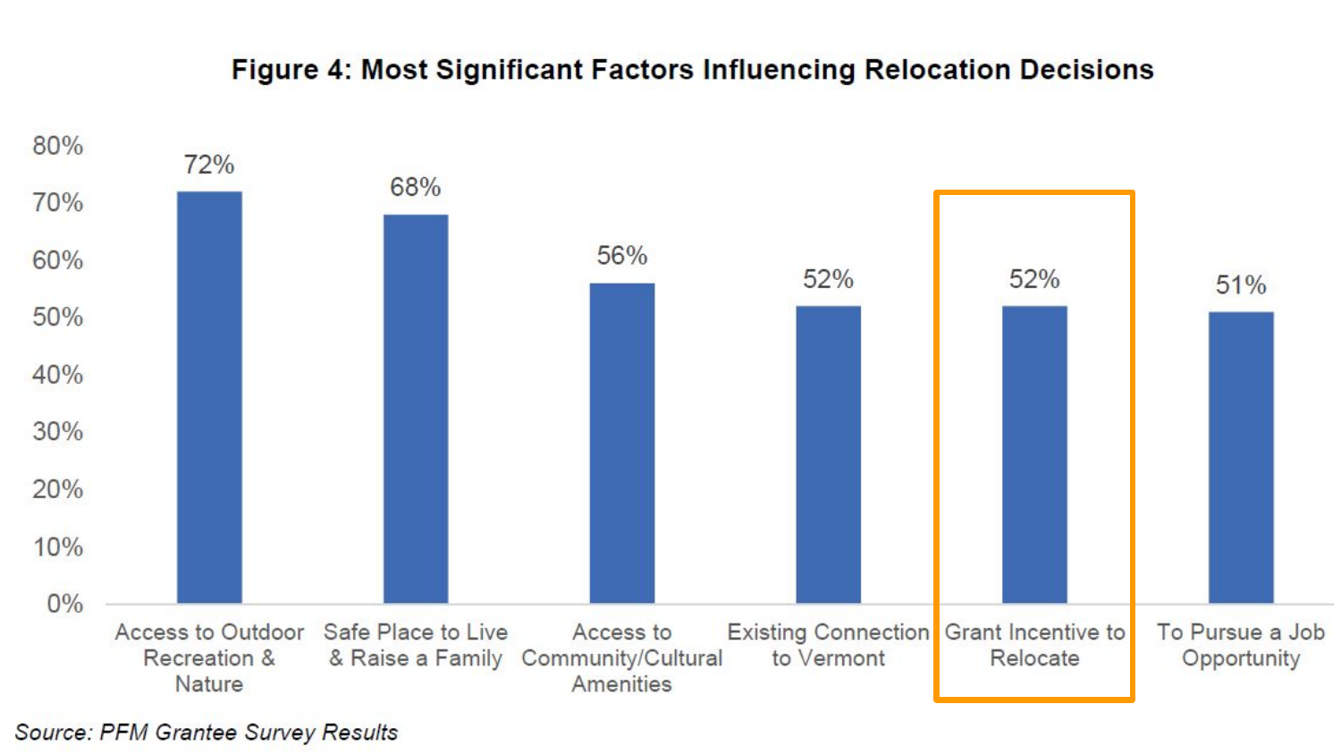**Figure 4: Most Significant Factors Influencing Relocation Decisions**

| Factor | Percentage |
| --- | --- |
| Access to Outdoor Recreation & Nature | 72% |
| Safe Place to Live & Raise a Family | 68% |
| Access to Community/Cultural Amenities | 56% |
| Existing Connection to Vermont | 52% |
| Grant Incentive to Relocate | 52% |
| To Pursue a Job Opportunity | 51% |

*Source: PFM Grantee Survey Results*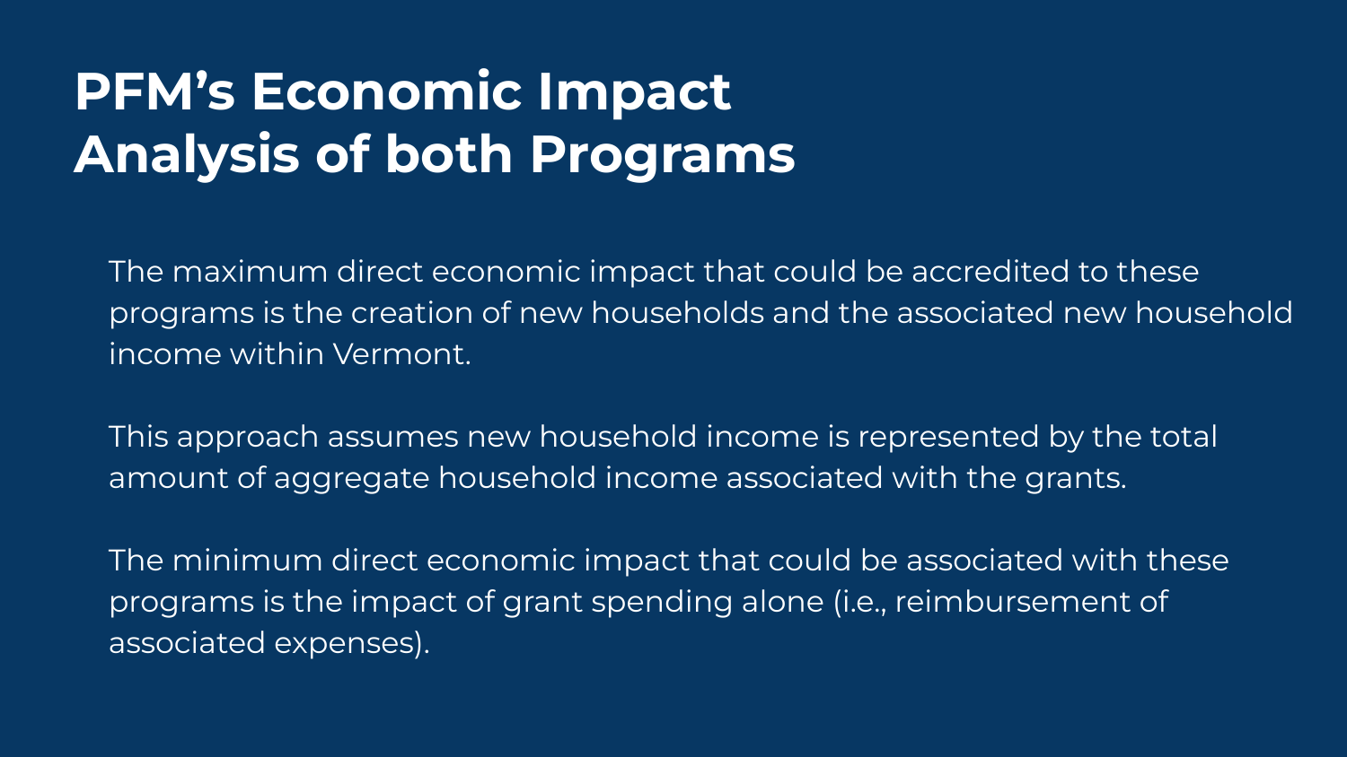# PFM's Economic Impact Analysis of both Programs

The maximum direct economic impact that could be accredited to these programs is the creation of new households and the associated new household income within Vermont.

This approach assumes new household income is represented by the total amount of aggregate household income associated with the grants.

The minimum direct economic impact that could be associated with these programs is the impact of grant spending alone (i.e., reimbursement of associated expenses).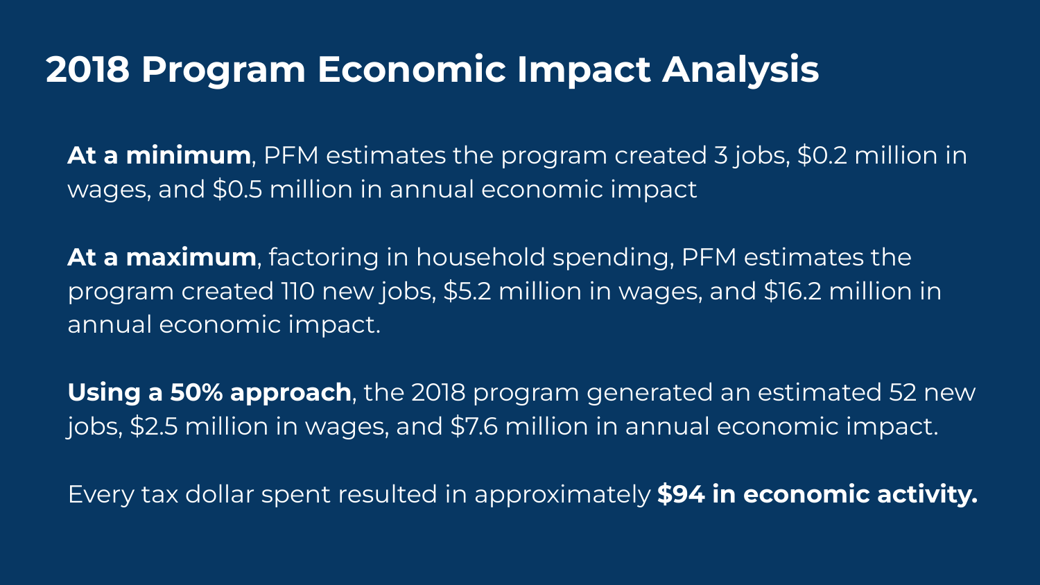# 2018 Program Economic Impact Analysis

**At a minimum**, PFM estimates the program created 3 jobs, $0.2 million in wages, and $0.5 million in annual economic impact

**At a maximum**, factoring in household spending, PFM estimates the program created 110 new jobs, $5.2 million in wages, and $16.2 million in annual economic impact.

**Using a 50% approach**, the 2018 program generated an estimated 52 new jobs, $2.5 million in wages, and $7.6 million in annual economic impact.

Every tax dollar spent resulted in approximately **$94 in economic activity.**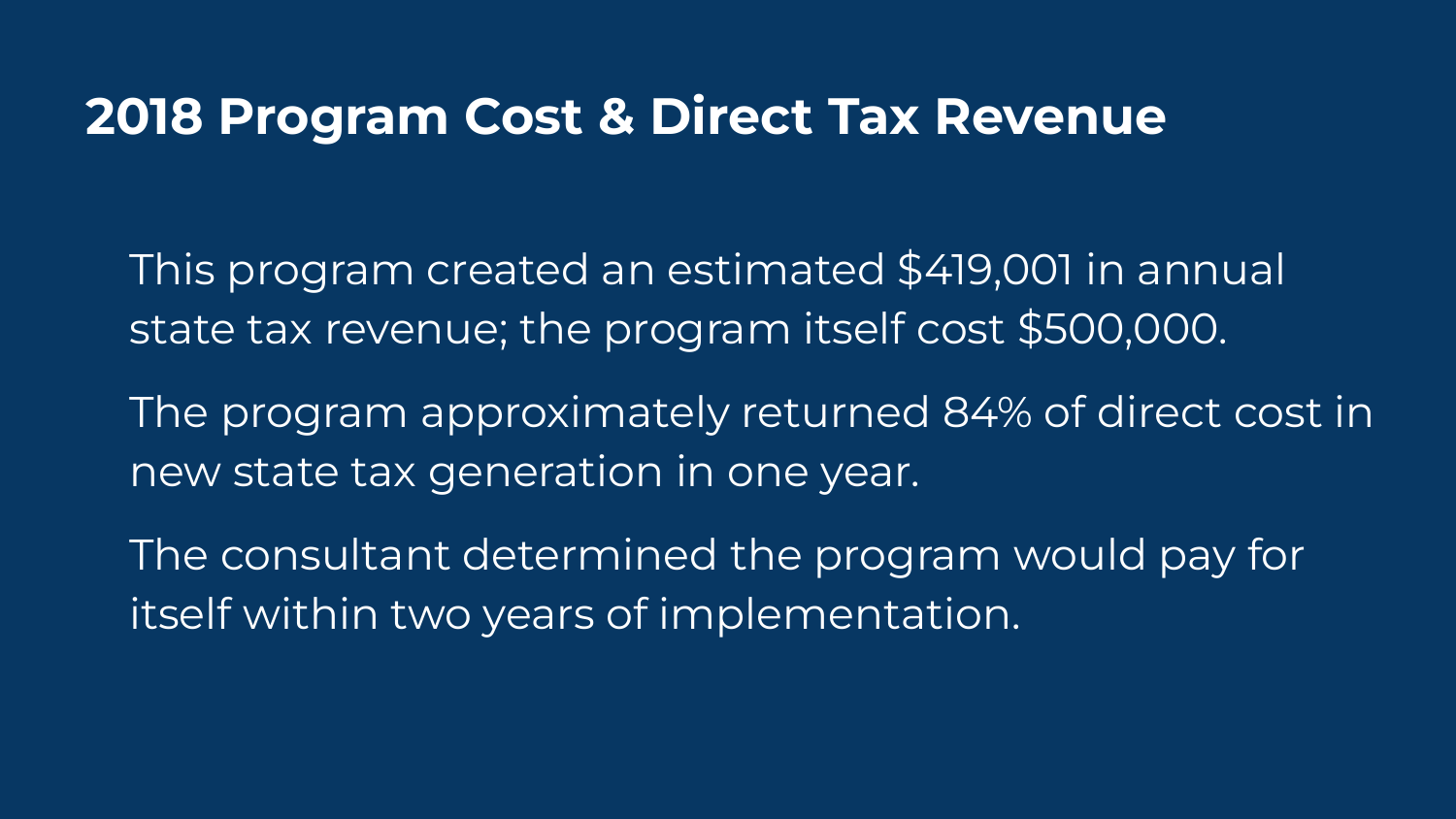## 2018 Program Cost & Direct Tax Revenue

This program created an estimated $419,001 in annual state tax revenue; the program itself cost $500,000.

The program approximately returned 84% of direct cost in new state tax generation in one year.

The consultant determined the program would pay for itself within two years of implementation.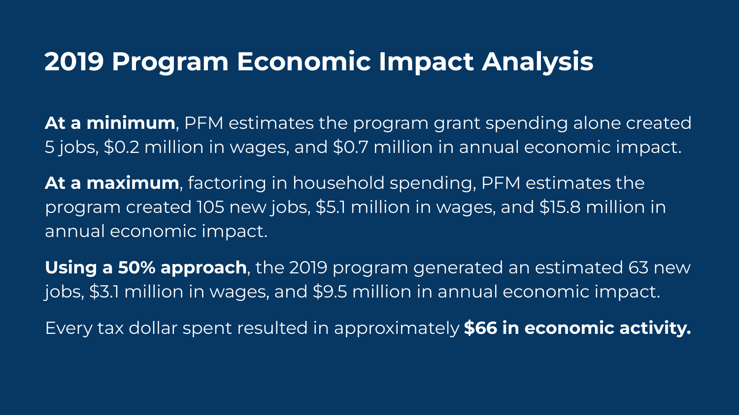# 2019 Program Economic Impact Analysis

**At a minimum**, PFM estimates the program grant spending alone created 5 jobs, $0.2 million in wages, and $0.7 million in annual economic impact.

**At a maximum**, factoring in household spending, PFM estimates the program created 105 new jobs, $5.1 million in wages, and $15.8 million in annual economic impact.

**Using a 50% approach**, the 2019 program generated an estimated 63 new jobs, $3.1 million in wages, and $9.5 million in annual economic impact.

Every tax dollar spent resulted in approximately **$66 in economic activity.**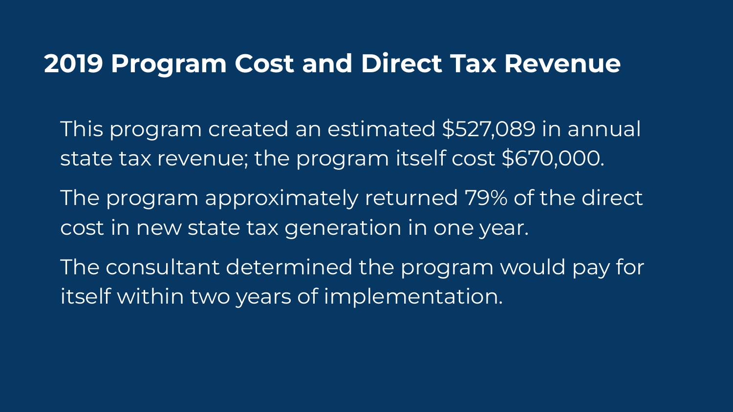# 2019 Program Cost and Direct Tax Revenue

This program created an estimated $527,089 in annual state tax revenue; the program itself cost $670,000.

The program approximately returned 79% of the direct cost in new state tax generation in one year.

The consultant determined the program would pay for itself within two years of implementation.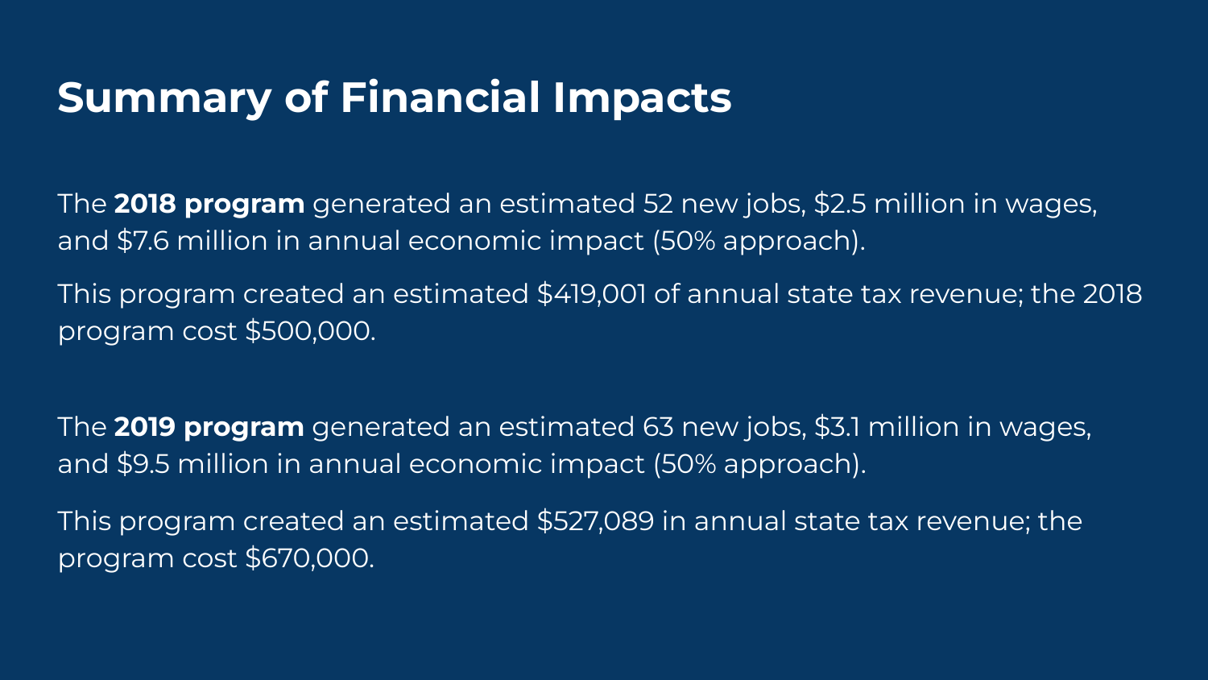# Summary of Financial Impacts

The **2018 program** generated an estimated 52 new jobs, $2.5 million in wages, and $7.6 million in annual economic impact (50% approach).

This program created an estimated $419,001 of annual state tax revenue; the 2018 program cost $500,000.

The **2019 program** generated an estimated 63 new jobs, $3.1 million in wages, and $9.5 million in annual economic impact (50% approach).

This program created an estimated $527,089 in annual state tax revenue; the program cost $670,000.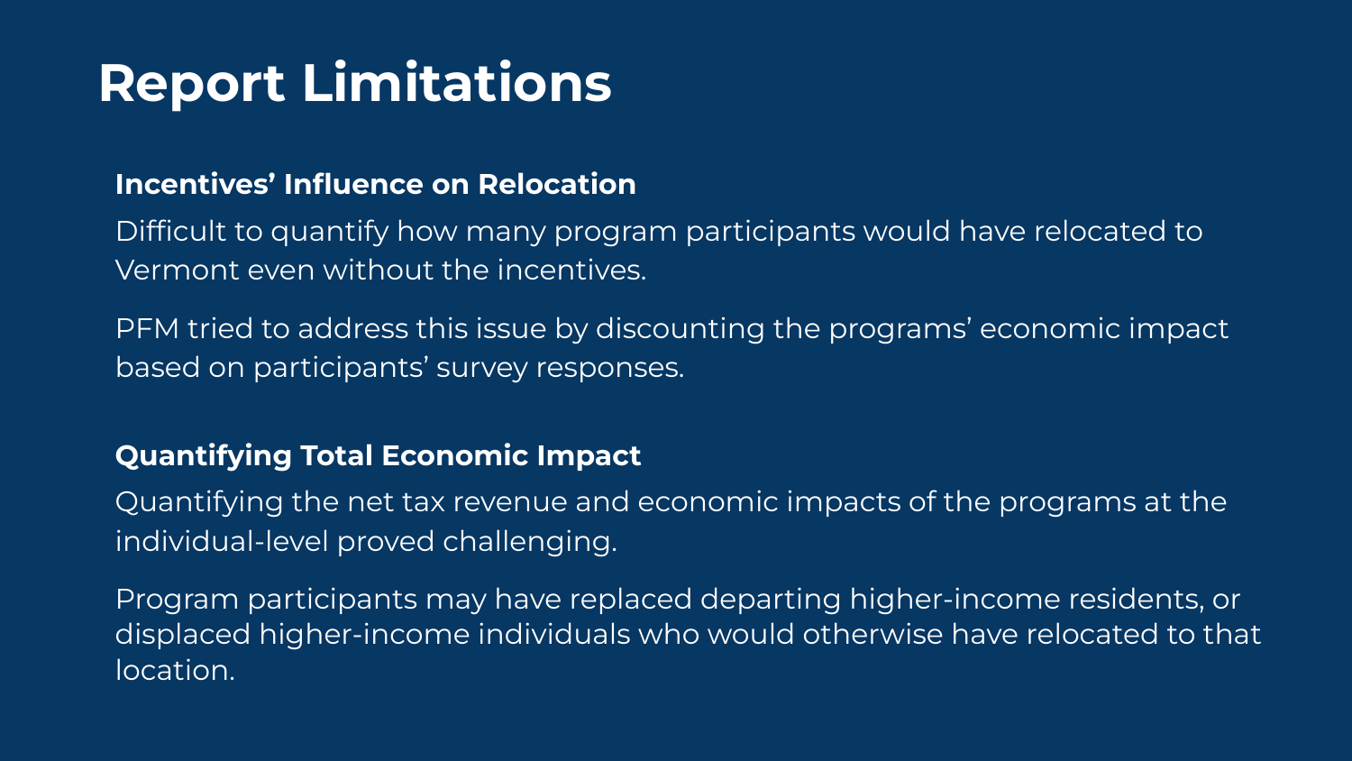# Report Limitations

### Incentives' Influence on Relocation

Difficult to quantify how many program participants would have relocated to Vermont even without the incentives.

PFM tried to address this issue by discounting the programs' economic impact based on participants' survey responses.

### Quantifying Total Economic Impact

Quantifying the net tax revenue and economic impacts of the programs at the individual-level proved challenging.

Program participants may have replaced departing higher-income residents, or displaced higher-income individuals who would otherwise have relocated to that location.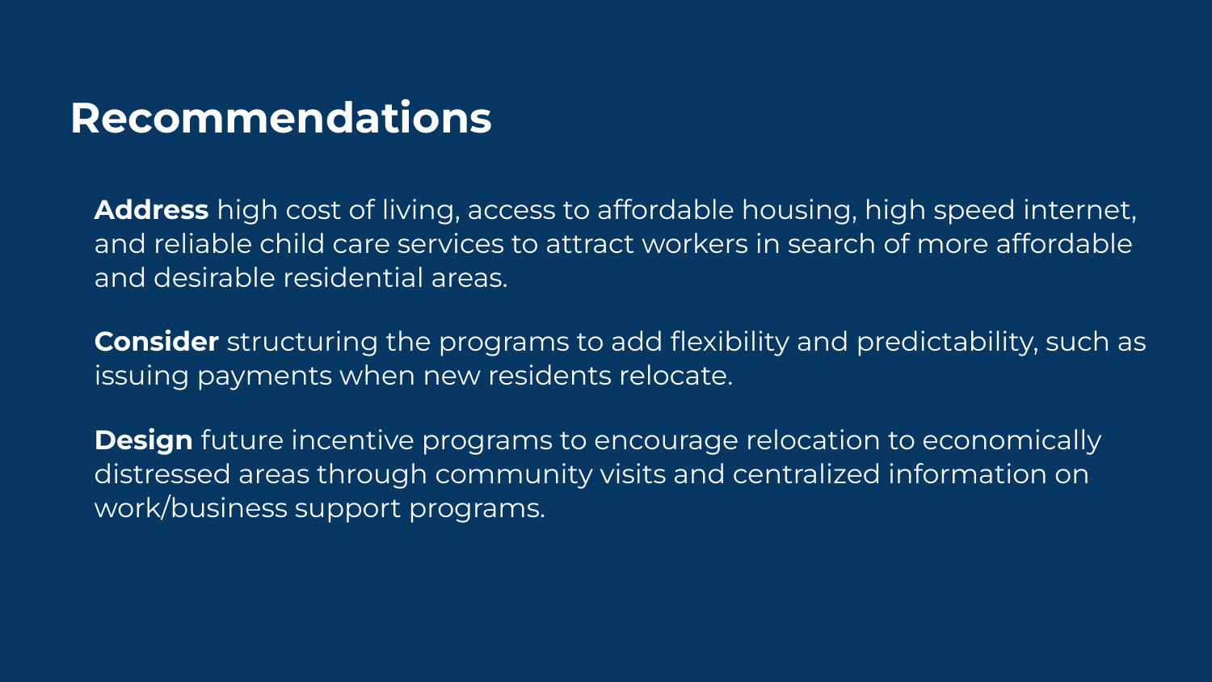# Recommendations

**Address** high cost of living, access to affordable housing, high speed internet, and reliable child care services to attract workers in search of more affordable and desirable residential areas.

**Consider** structuring the programs to add flexibility and predictability, such as issuing payments when new residents relocate.

**Design** future incentive programs to encourage relocation to economically distressed areas through community visits and centralized information on work/business support programs.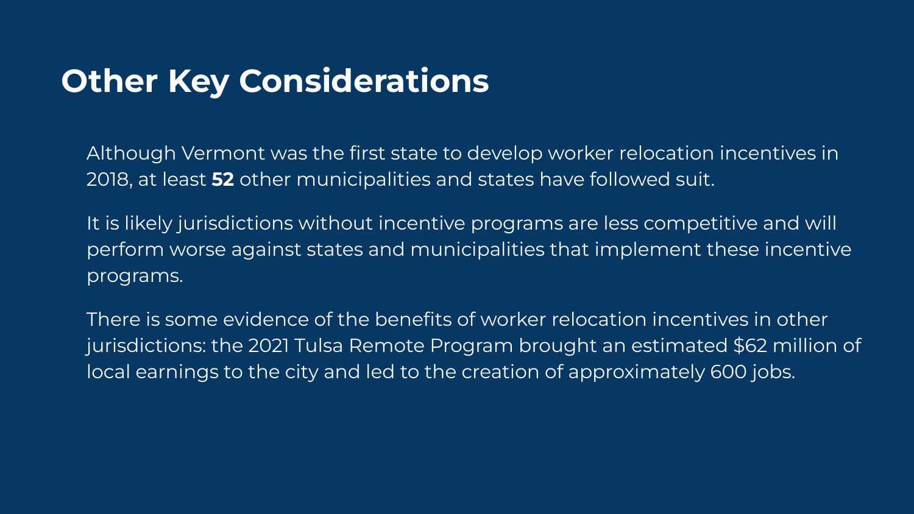# Other Key Considerations

Although Vermont was the first state to develop worker relocation incentives in 2018, at least **52** other municipalities and states have followed suit.

It is likely jurisdictions without incentive programs are less competitive and will perform worse against states and municipalities that implement these incentive programs.

There is some evidence of the benefits of worker relocation incentives in other jurisdictions: the 2021 Tulsa Remote Program brought an estimated $62 million of local earnings to the city and led to the creation of approximately 600 jobs.